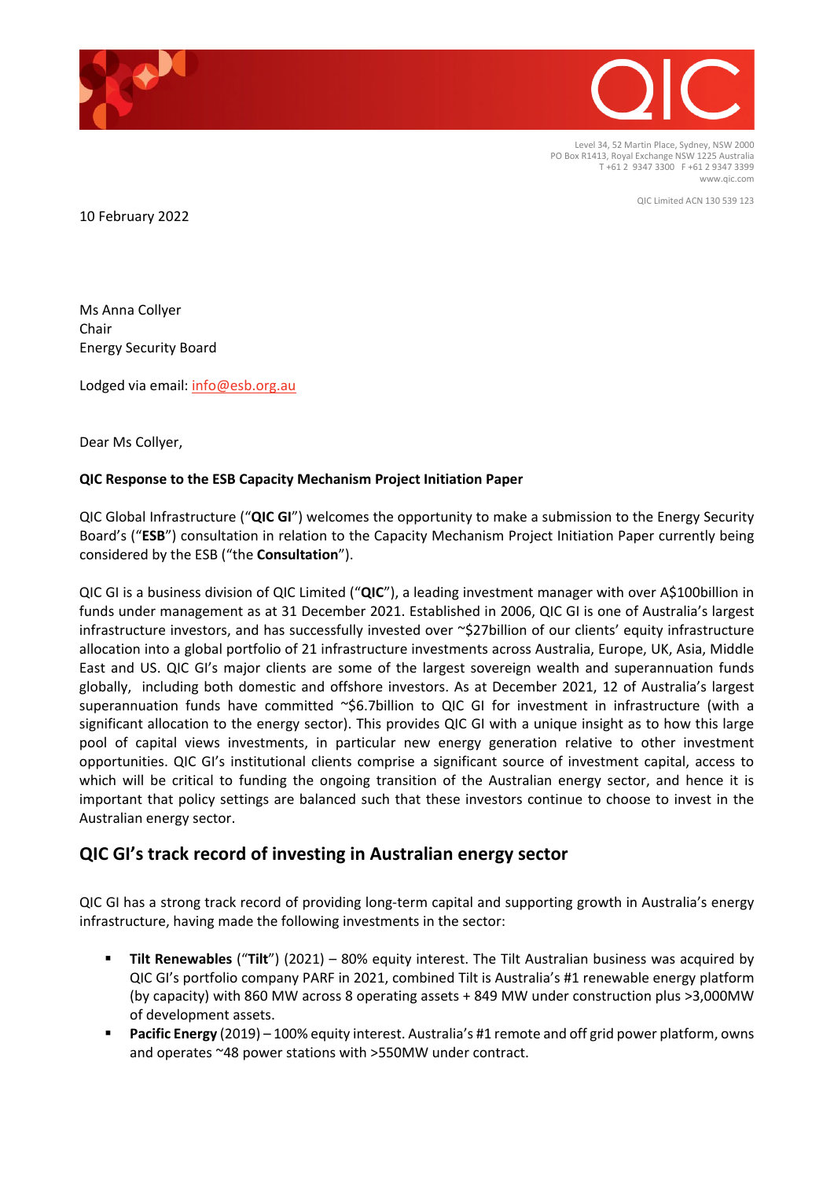Level 34, 52 Martin Place, Sydney, NSW 2000
PO Box R1413, Royal Exchange NSW 1225 Australia
T +61 2 9347 3300 F +61 2 9347 3399
www.qic.com

QIC Limited ACN 130 539 123

10 February 2022

Ms Anna Collyer
Chair
Energy Security Board

Lodged via email: info@esb.org.au

Dear Ms Collyer,

**QIC Response to the ESB Capacity Mechanism Project Initiation Paper**

QIC Global Infrastructure ("**QIC GI**") welcomes the opportunity to make a submission to the Energy Security Board's ("**ESB**") consultation in relation to the Capacity Mechanism Project Initiation Paper currently being considered by the ESB ("the **Consultation**").

QIC GI is a business division of QIC Limited ("**QIC**"), a leading investment manager with over A$100billion in funds under management as at 31 December 2021. Established in 2006, QIC GI is one of Australia's largest infrastructure investors, and has successfully invested over ~$27billion of our clients' equity infrastructure allocation into a global portfolio of 21 infrastructure investments across Australia, Europe, UK, Asia, Middle East and US. QIC GI's major clients are some of the largest sovereign wealth and superannuation funds globally, including both domestic and offshore investors. As at December 2021, 12 of Australia's largest superannuation funds have committed ~$6.7billion to QIC GI for investment in infrastructure (with a significant allocation to the energy sector). This provides QIC GI with a unique insight as to how this large pool of capital views investments, in particular new energy generation relative to other investment opportunities. QIC GI's institutional clients comprise a significant source of investment capital, access to which will be critical to funding the ongoing transition of the Australian energy sector, and hence it is important that policy settings are balanced such that these investors continue to choose to invest in the Australian energy sector.

## QIC GI's track record of investing in Australian energy sector

QIC GI has a strong track record of providing long-term capital and supporting growth in Australia's energy infrastructure, having made the following investments in the sector:

- **Tilt Renewables** ("**Tilt**") (2021) – 80% equity interest. The Tilt Australian business was acquired by QIC GI's portfolio company PARF in 2021, combined Tilt is Australia's #1 renewable energy platform (by capacity) with 860 MW across 8 operating assets + 849 MW under construction plus >3,000MW of development assets.
- **Pacific Energy** (2019) – 100% equity interest. Australia's #1 remote and off grid power platform, owns and operates ~48 power stations with >550MW under contract.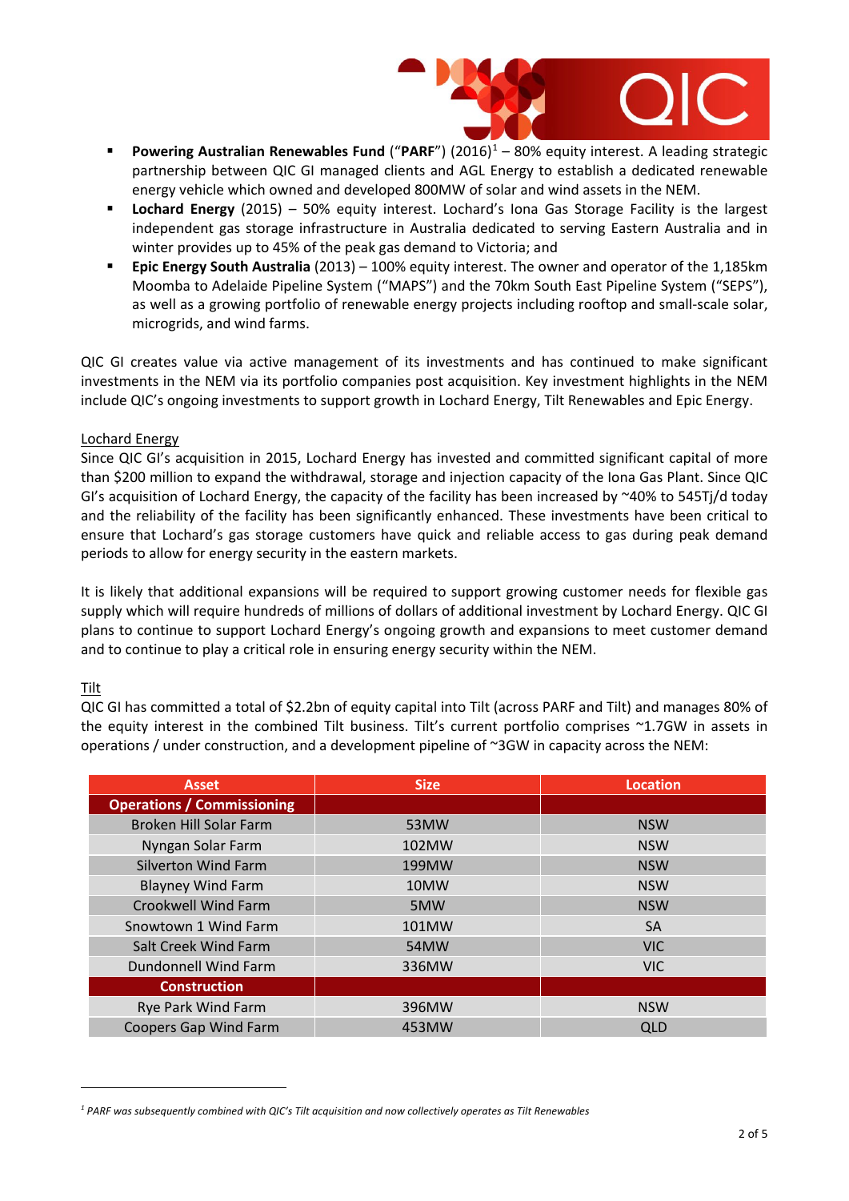- **Powering Australian Renewables Fund** ("**PARF**") (2016)[1] – 80% equity interest. A leading strategic partnership between QIC GI managed clients and AGL Energy to establish a dedicated renewable energy vehicle which owned and developed 800MW of solar and wind assets in the NEM.
- **Lochard Energy** (2015) – 50% equity interest. Lochard's Iona Gas Storage Facility is the largest independent gas storage infrastructure in Australia dedicated to serving Eastern Australia and in winter provides up to 45% of the peak gas demand to Victoria; and
- **Epic Energy South Australia** (2013) – 100% equity interest. The owner and operator of the 1,185km Moomba to Adelaide Pipeline System ("MAPS") and the 70km South East Pipeline System ("SEPS"), as well as a growing portfolio of renewable energy projects including rooftop and small-scale solar, microgrids, and wind farms.

QIC GI creates value via active management of its investments and has continued to make significant investments in the NEM via its portfolio companies post acquisition. Key investment highlights in the NEM include QIC's ongoing investments to support growth in Lochard Energy, Tilt Renewables and Epic Energy.

<u>Lochard Energy</u>

Since QIC GI's acquisition in 2015, Lochard Energy has invested and committed significant capital of more than $200 million to expand the withdrawal, storage and injection capacity of the Iona Gas Plant. Since QIC GI's acquisition of Lochard Energy, the capacity of the facility has been increased by ~40% to 545Tj/d today and the reliability of the facility has been significantly enhanced. These investments have been critical to ensure that Lochard's gas storage customers have quick and reliable access to gas during peak demand periods to allow for energy security in the eastern markets.

It is likely that additional expansions will be required to support growing customer needs for flexible gas supply which will require hundreds of millions of dollars of additional investment by Lochard Energy. QIC GI plans to continue to support Lochard Energy's ongoing growth and expansions to meet customer demand and to continue to play a critical role in ensuring energy security within the NEM.

<u>Tilt</u>

QIC GI has committed a total of $2.2bn of equity capital into Tilt (across PARF and Tilt) and manages 80% of the equity interest in the combined Tilt business. Tilt's current portfolio comprises ~1.7GW in assets in operations / under construction, and a development pipeline of ~3GW in capacity across the NEM:

| Asset | Size | Location |
|---|---|---|
| **Operations / Commissioning** | | |
| Broken Hill Solar Farm | 53MW | NSW |
| Nyngan Solar Farm | 102MW | NSW |
| Silverton Wind Farm | 199MW | NSW |
| Blayney Wind Farm | 10MW | NSW |
| Crookwell Wind Farm | 5MW | NSW |
| Snowtown 1 Wind Farm | 101MW | SA |
| Salt Creek Wind Farm | 54MW | VIC |
| Dundonnell Wind Farm | 336MW | VIC |
| **Construction** | | |
| Rye Park Wind Farm | 396MW | NSW |
| Coopers Gap Wind Farm | 453MW | QLD |

[1] *PARF was subsequently combined with QIC's Tilt acquisition and now collectively operates as Tilt Renewables*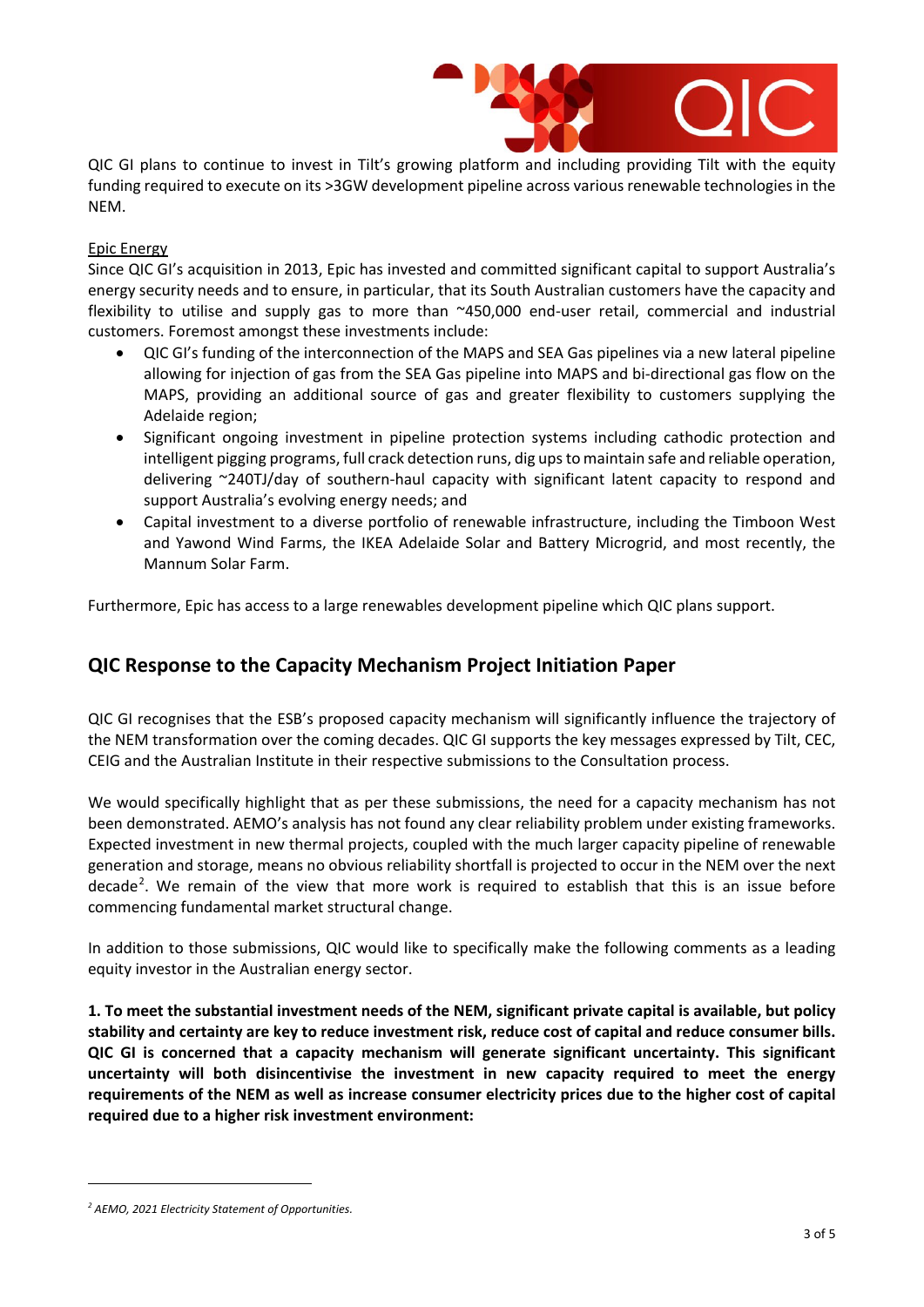QIC GI plans to continue to invest in Tilt's growing platform and including providing Tilt with the equity funding required to execute on its >3GW development pipeline across various renewable technologies in the NEM.

Epic Energy

Since QIC GI's acquisition in 2013, Epic has invested and committed significant capital to support Australia's energy security needs and to ensure, in particular, that its South Australian customers have the capacity and flexibility to utilise and supply gas to more than ~450,000 end-user retail, commercial and industrial customers. Foremost amongst these investments include:

- QIC GI's funding of the interconnection of the MAPS and SEA Gas pipelines via a new lateral pipeline allowing for injection of gas from the SEA Gas pipeline into MAPS and bi-directional gas flow on the MAPS, providing an additional source of gas and greater flexibility to customers supplying the Adelaide region;
- Significant ongoing investment in pipeline protection systems including cathodic protection and intelligent pigging programs, full crack detection runs, dig ups to maintain safe and reliable operation, delivering ~240TJ/day of southern-haul capacity with significant latent capacity to respond and support Australia's evolving energy needs; and
- Capital investment to a diverse portfolio of renewable infrastructure, including the Timboon West and Yawond Wind Farms, the IKEA Adelaide Solar and Battery Microgrid, and most recently, the Mannum Solar Farm.

Furthermore, Epic has access to a large renewables development pipeline which QIC plans support.

## QIC Response to the Capacity Mechanism Project Initiation Paper

QIC GI recognises that the ESB's proposed capacity mechanism will significantly influence the trajectory of the NEM transformation over the coming decades. QIC GI supports the key messages expressed by Tilt, CEC, CEIG and the Australian Institute in their respective submissions to the Consultation process.

We would specifically highlight that as per these submissions, the need for a capacity mechanism has not been demonstrated. AEMO's analysis has not found any clear reliability problem under existing frameworks. Expected investment in new thermal projects, coupled with the much larger capacity pipeline of renewable generation and storage, means no obvious reliability shortfall is projected to occur in the NEM over the next decade[2]. We remain of the view that more work is required to establish that this is an issue before commencing fundamental market structural change.

In addition to those submissions, QIC would like to specifically make the following comments as a leading equity investor in the Australian energy sector.

**1. To meet the substantial investment needs of the NEM, significant private capital is available, but policy stability and certainty are key to reduce investment risk, reduce cost of capital and reduce consumer bills. QIC GI is concerned that a capacity mechanism will generate significant uncertainty. This significant uncertainty will both disincentivise the investment in new capacity required to meet the energy requirements of the NEM as well as increase consumer electricity prices due to the higher cost of capital required due to a higher risk investment environment:**

---

[2] *AEMO, 2021 Electricity Statement of Opportunities.*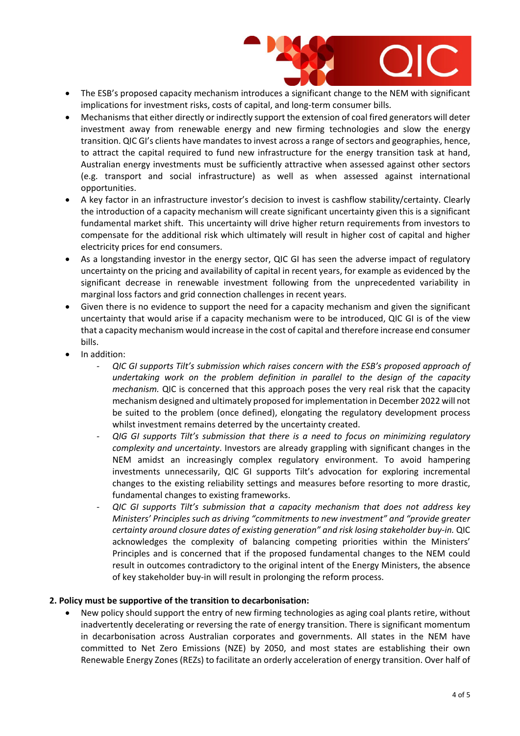- The ESB's proposed capacity mechanism introduces a significant change to the NEM with significant implications for investment risks, costs of capital, and long-term consumer bills.
- Mechanisms that either directly or indirectly support the extension of coal fired generators will deter investment away from renewable energy and new firming technologies and slow the energy transition. QIC GI's clients have mandates to invest across a range of sectors and geographies, hence, to attract the capital required to fund new infrastructure for the energy transition task at hand, Australian energy investments must be sufficiently attractive when assessed against other sectors (e.g. transport and social infrastructure) as well as when assessed against international opportunities.
- A key factor in an infrastructure investor's decision to invest is cashflow stability/certainty. Clearly the introduction of a capacity mechanism will create significant uncertainty given this is a significant fundamental market shift. This uncertainty will drive higher return requirements from investors to compensate for the additional risk which ultimately will result in higher cost of capital and higher electricity prices for end consumers.
- As a longstanding investor in the energy sector, QIC GI has seen the adverse impact of regulatory uncertainty on the pricing and availability of capital in recent years, for example as evidenced by the significant decrease in renewable investment following from the unprecedented variability in marginal loss factors and grid connection challenges in recent years.
- Given there is no evidence to support the need for a capacity mechanism and given the significant uncertainty that would arise if a capacity mechanism were to be introduced, QIC GI is of the view that a capacity mechanism would increase in the cost of capital and therefore increase end consumer bills.
- In addition:
  - *QIC GI supports Tilt's submission which raises concern with the ESB's proposed approach of undertaking work on the problem definition in parallel to the design of the capacity mechanism.* QIC is concerned that this approach poses the very real risk that the capacity mechanism designed and ultimately proposed for implementation in December 2022 will not be suited to the problem (once defined), elongating the regulatory development process whilst investment remains deterred by the uncertainty created.
  - *QIG GI supports Tilt's submission that there is a need to focus on minimizing regulatory complexity and uncertainty*. Investors are already grappling with significant changes in the NEM amidst an increasingly complex regulatory environment. To avoid hampering investments unnecessarily, QIC GI supports Tilt's advocation for exploring incremental changes to the existing reliability settings and measures before resorting to more drastic, fundamental changes to existing frameworks.
  - *QIC GI supports Tilt's submission that a capacity mechanism that does not address key Ministers' Principles such as driving "commitments to new investment" and "provide greater certainty around closure dates of existing generation" and risk losing stakeholder buy-in.* QIC acknowledges the complexity of balancing competing priorities within the Ministers' Principles and is concerned that if the proposed fundamental changes to the NEM could result in outcomes contradictory to the original intent of the Energy Ministers, the absence of key stakeholder buy-in will result in prolonging the reform process.

**2. Policy must be supportive of the transition to decarbonisation:**

- New policy should support the entry of new firming technologies as aging coal plants retire, without inadvertently decelerating or reversing the rate of energy transition. There is significant momentum in decarbonisation across Australian corporates and governments. All states in the NEM have committed to Net Zero Emissions (NZE) by 2050, and most states are establishing their own Renewable Energy Zones (REZs) to facilitate an orderly acceleration of energy transition. Over half of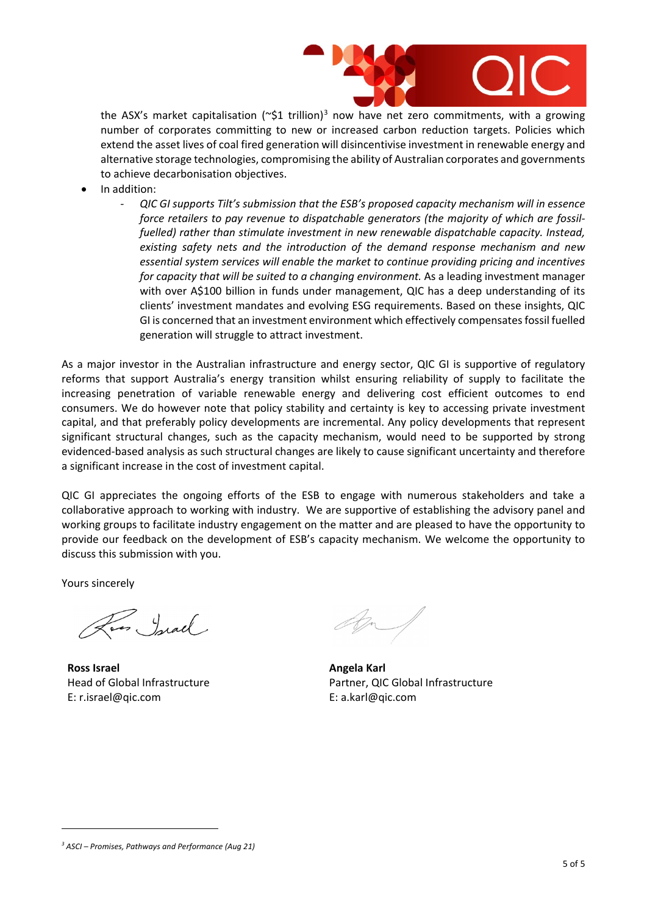the ASX's market capitalisation (~$1 trillion)[3] now have net zero commitments, with a growing number of corporates committing to new or increased carbon reduction targets. Policies which extend the asset lives of coal fired generation will disincentivise investment in renewable energy and alternative storage technologies, compromising the ability of Australian corporates and governments to achieve decarbonisation objectives.

- In addition:
  - *QIC GI supports Tilt's submission that the ESB's proposed capacity mechanism will in essence force retailers to pay revenue to dispatchable generators (the majority of which are fossil-fuelled) rather than stimulate investment in new renewable dispatchable capacity. Instead, existing safety nets and the introduction of the demand response mechanism and new essential system services will enable the market to continue providing pricing and incentives for capacity that will be suited to a changing environment.* As a leading investment manager with over A$100 billion in funds under management, QIC has a deep understanding of its clients' investment mandates and evolving ESG requirements. Based on these insights, QIC GI is concerned that an investment environment which effectively compensates fossil fuelled generation will struggle to attract investment.

As a major investor in the Australian infrastructure and energy sector, QIC GI is supportive of regulatory reforms that support Australia's energy transition whilst ensuring reliability of supply to facilitate the increasing penetration of variable renewable energy and delivering cost efficient outcomes to end consumers. We do however note that policy stability and certainty is key to accessing private investment capital, and that preferably policy developments are incremental. Any policy developments that represent significant structural changes, such as the capacity mechanism, would need to be supported by strong evidenced-based analysis as such structural changes are likely to cause significant uncertainty and therefore a significant increase in the cost of investment capital.

QIC GI appreciates the ongoing efforts of the ESB to engage with numerous stakeholders and take a collaborative approach to working with industry. We are supportive of establishing the advisory panel and working groups to facilitate industry engagement on the matter and are pleased to have the opportunity to provide our feedback on the development of ESB's capacity mechanism. We welcome the opportunity to discuss this submission with you.

Yours sincerely

**Ross Israel**
Head of Global Infrastructure
E: r.israel@qic.com

**Angela Karl**
Partner, QIC Global Infrastructure
E: a.karl@qic.com

---

[3] *ASCI – Promises, Pathways and Performance (Aug 21)*